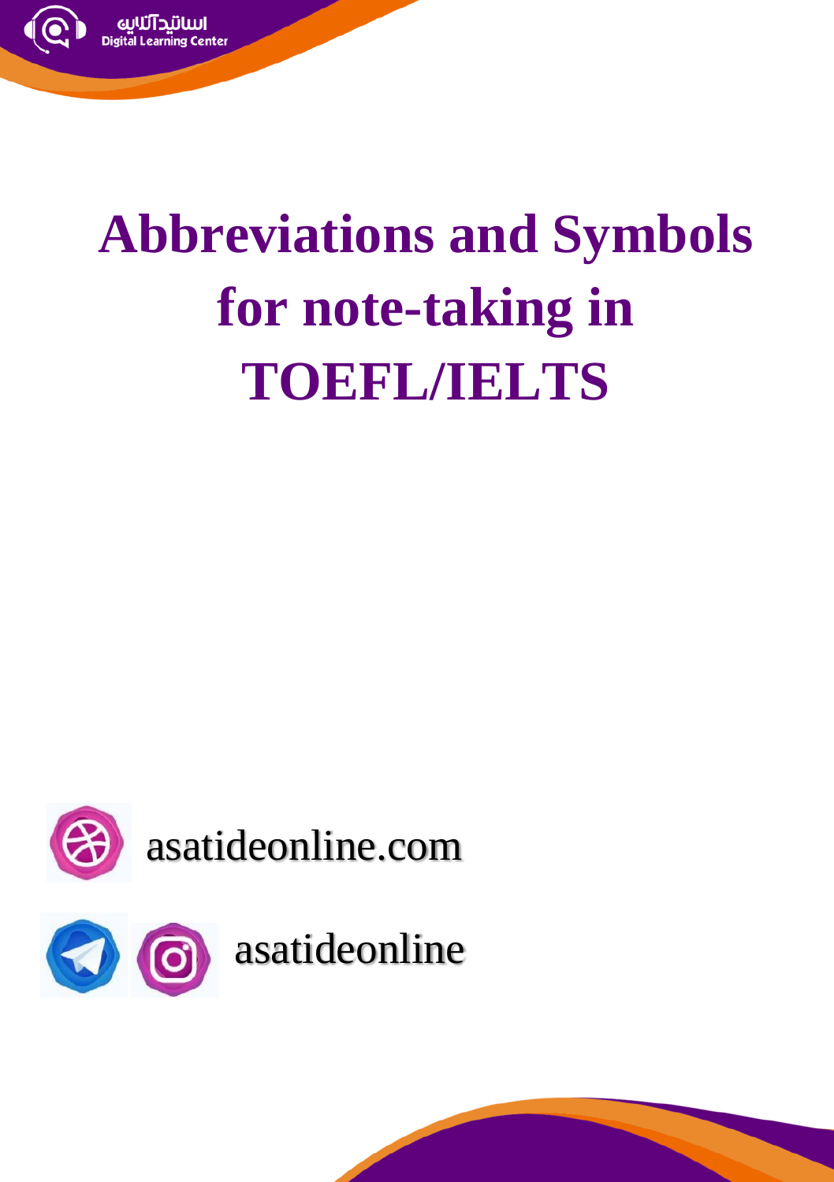# Abbreviations and Symbols for note-taking in TOEFL/IELTS

asatideonline.com

asatideonline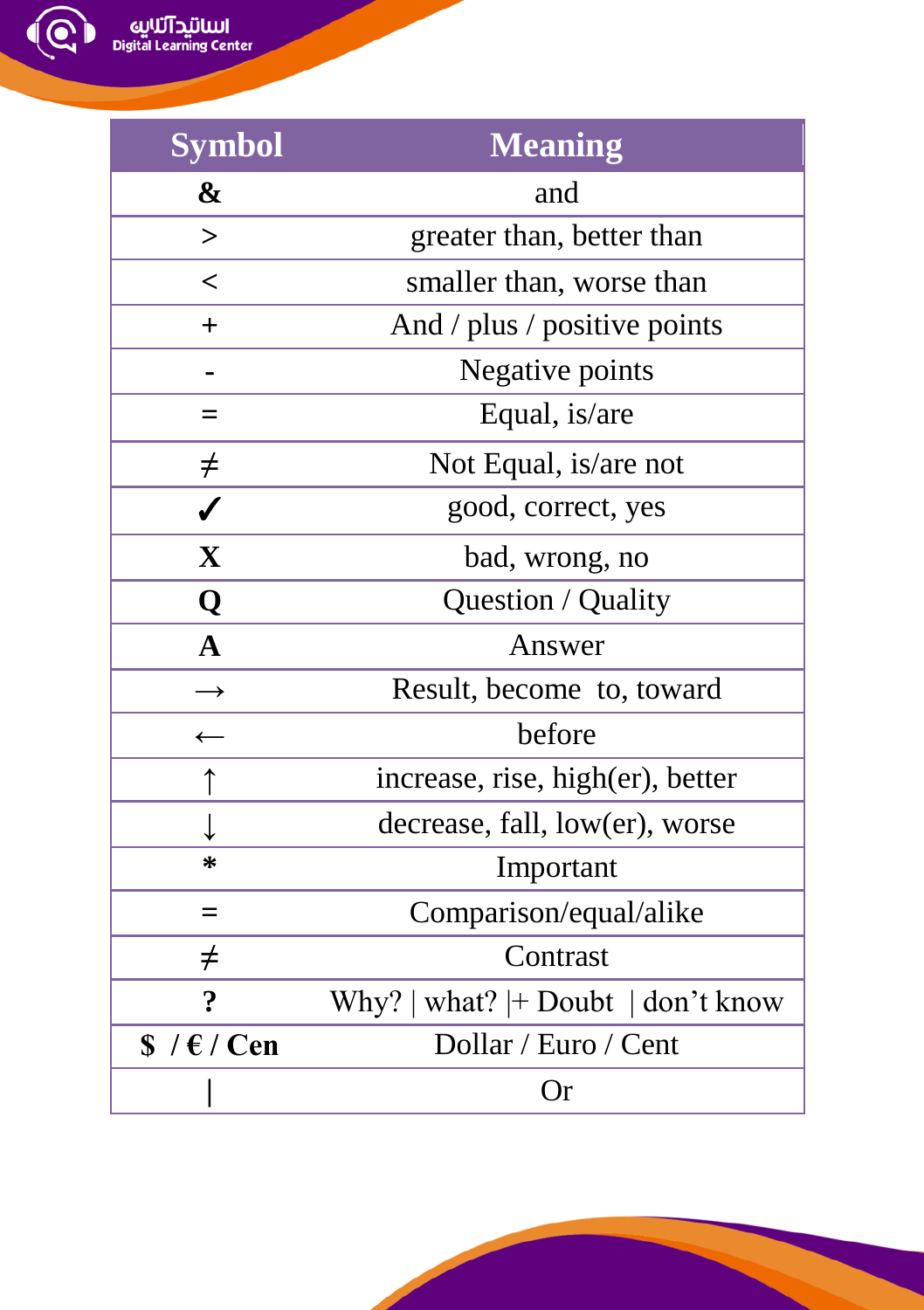| Symbol | Meaning |
|---|---|
| **&** | and |
| > | greater than, better than |
| < | smaller than, worse than |
| + | And / plus / positive points |
| **-** | Negative points |
| = | Equal, is/are |
| ≠ | Not Equal, is/are not |
| ✓ | good, correct, yes |
| **X** | bad, wrong, no |
| **Q** | Question / Quality |
| **A** | Answer |
| → | Result, become to, toward |
| ← | before |
| ↑ | increase, rise, high(er), better |
| ↓ | decrease, fall, low(er), worse |
| * | Important |
| = | Comparison/equal/alike |
| ≠ | Contrast |
| **?** | Why? \| what? \|+ Doubt \| don't know |
| **$ / € / Cen** | Dollar / Euro / Cent |
| \| | Or |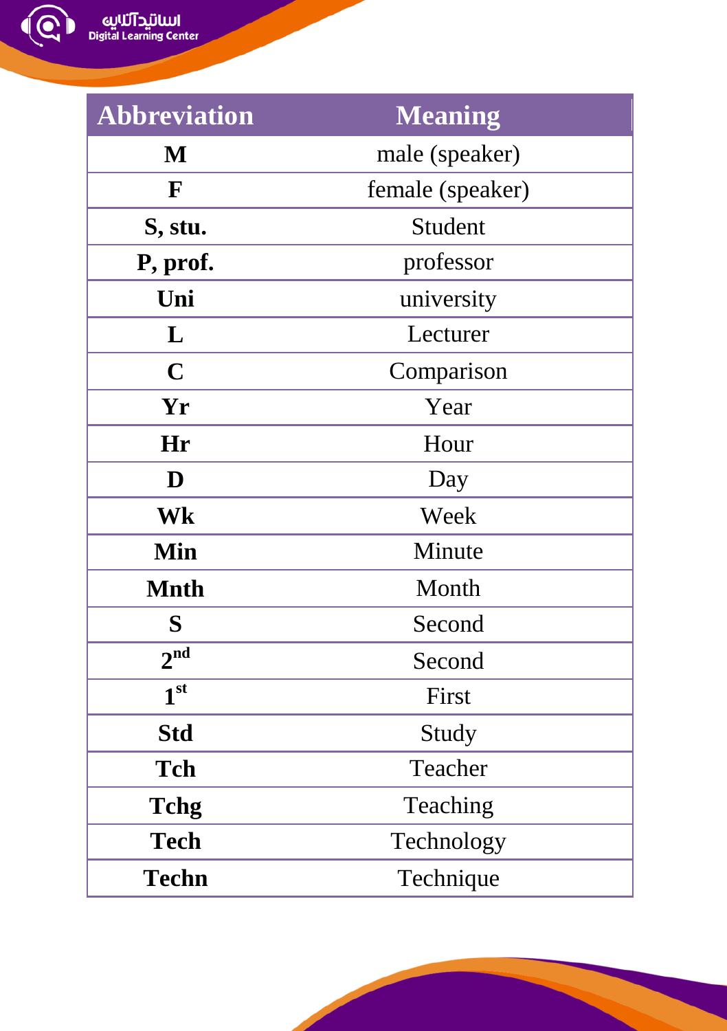| Abbreviation | Meaning |
|---|---|
| **M** | male (speaker) |
| **F** | female (speaker) |
| **S, stu.** | Student |
| **P, prof.** | professor |
| **Uni** | university |
| **L** | Lecturer |
| **C** | Comparison |
| **Yr** | Year |
| **Hr** | Hour |
| **D** | Day |
| **Wk** | Week |
| **Min** | Minute |
| **Mnth** | Month |
| **S** | Second |
| **$2^{nd}$** | Second |
| **$1^{st}$** | First |
| **Std** | Study |
| **Tch** | Teacher |
| **Tchg** | Teaching |
| **Tech** | Technology |
| **Techn** | Technique |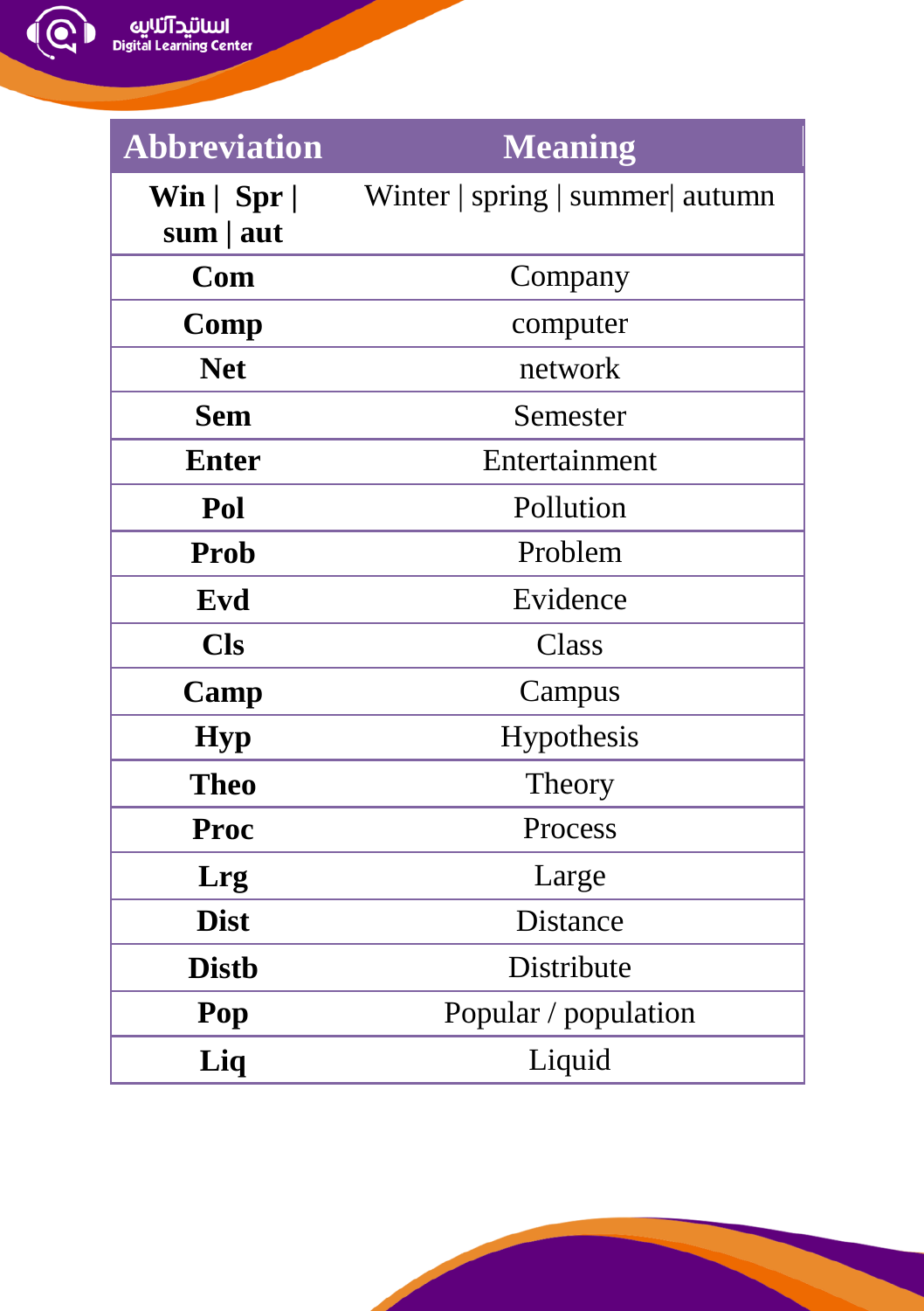| Abbreviation | Meaning |
| --- | --- |
| **Win \| Spr \| sum \| aut** | Winter \| spring \| summer\| autumn |
| **Com** | Company |
| **Comp** | computer |
| **Net** | network |
| **Sem** | Semester |
| **Enter** | Entertainment |
| **Pol** | Pollution |
| **Prob** | Problem |
| **Evd** | Evidence |
| **Cls** | Class |
| **Camp** | Campus |
| **Hyp** | Hypothesis |
| **Theo** | Theory |
| **Proc** | Process |
| **Lrg** | Large |
| **Dist** | Distance |
| **Distb** | Distribute |
| **Pop** | Popular / population |
| **Liq** | Liquid |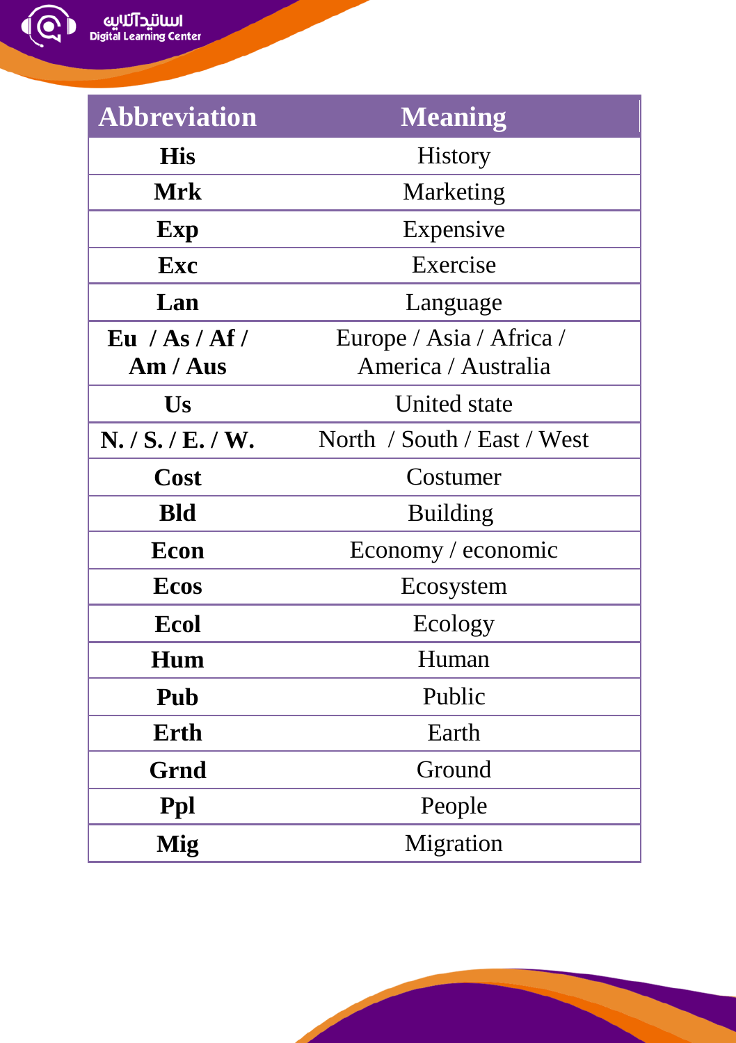| Abbreviation | Meaning |
|---|---|
| **His** | History |
| **Mrk** | Marketing |
| **Exp** | Expensive |
| **Exc** | Exercise |
| **Lan** | Language |
| **Eu / As / Af / Am / Aus** | Europe / Asia / Africa / America / Australia |
| **Us** | United state |
| **N. / S. / E. / W.** | North / South / East / West |
| **Cost** | Costumer |
| **Bld** | Building |
| **Econ** | Economy / economic |
| **Ecos** | Ecosystem |
| **Ecol** | Ecology |
| **Hum** | Human |
| **Pub** | Public |
| **Erth** | Earth |
| **Grnd** | Ground |
| **Ppl** | People |
| **Mig** | Migration |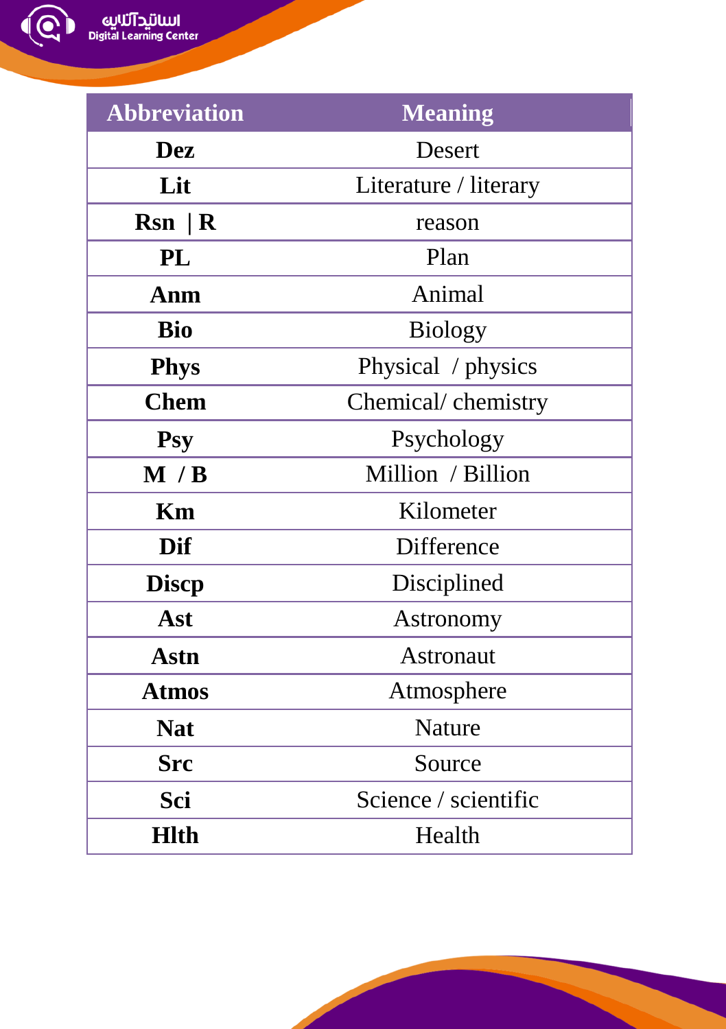| Abbreviation | Meaning |
|---|---|
| **Dez** | Desert |
| **Lit** | Literature / literary |
| **Rsn  \| R** | reason |
| **PL** | Plan |
| **Anm** | Animal |
| **Bio** | Biology |
| **Phys** | Physical  / physics |
| **Chem** | Chemical/ chemistry |
| **Psy** | Psychology |
| **M  / B** | Million  / Billion |
| **Km** | Kilometer |
| **Dif** | Difference |
| **Discp** | Disciplined |
| **Ast** | Astronomy |
| **Astn** | Astronaut |
| **Atmos** | Atmosphere |
| **Nat** | Nature |
| **Src** | Source |
| **Sci** | Science / scientific |
| **Hlth** | Health |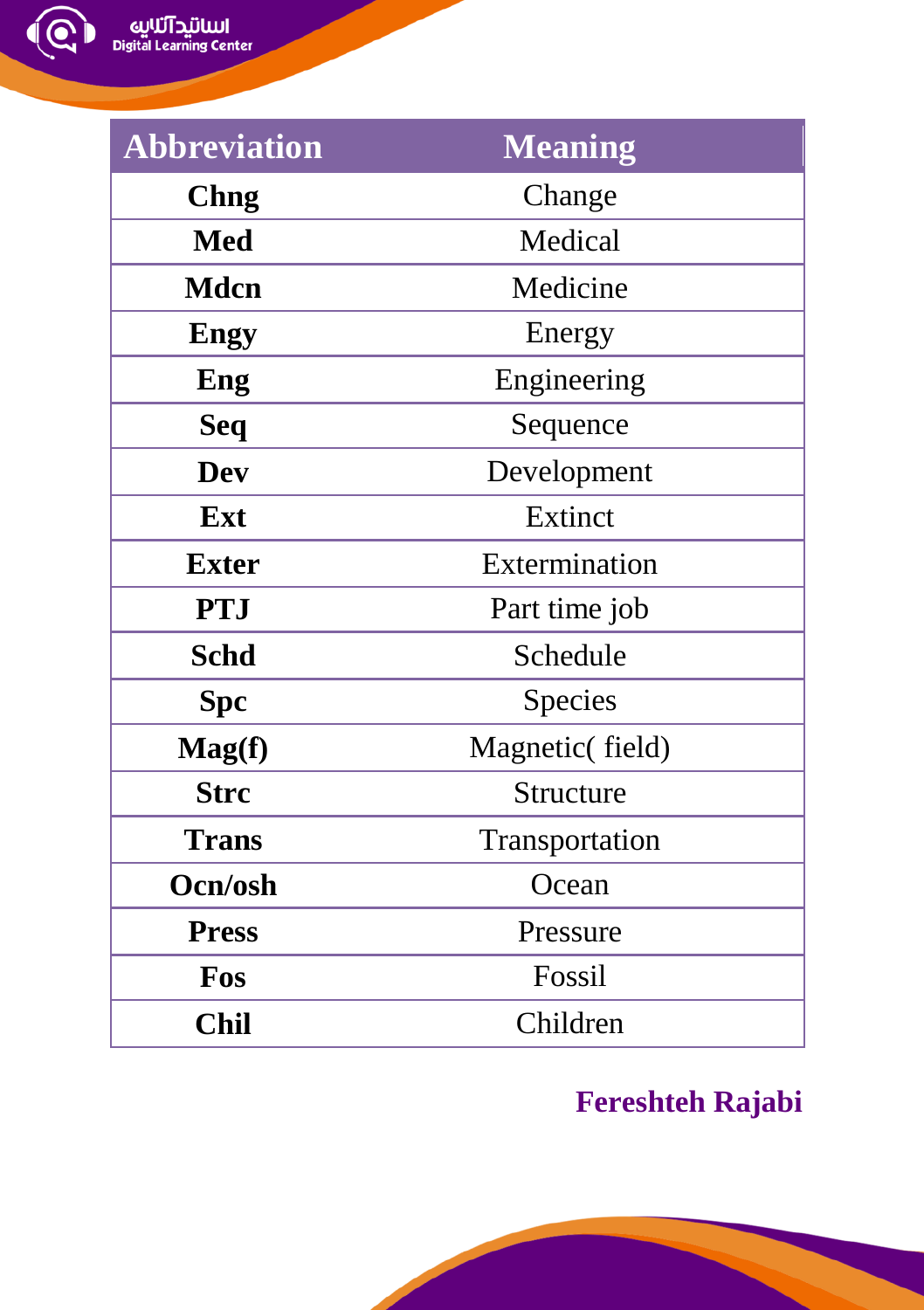| Abbreviation | Meaning |
|---|---|
| **Chng** | Change |
| **Med** | Medical |
| **Mdcn** | Medicine |
| **Engy** | Energy |
| **Eng** | Engineering |
| **Seq** | Sequence |
| **Dev** | Development |
| **Ext** | Extinct |
| **Exter** | Extermination |
| **PTJ** | Part time job |
| **Schd** | Schedule |
| **Spc** | Species |
| **Mag(f)** | Magnetic( field) |
| **Strc** | Structure |
| **Trans** | Transportation |
| **Ocn/osh** | Ocean |
| **Press** | Pressure |
| **Fos** | Fossil |
| **Chil** | Children |

**Fereshteh Rajabi**